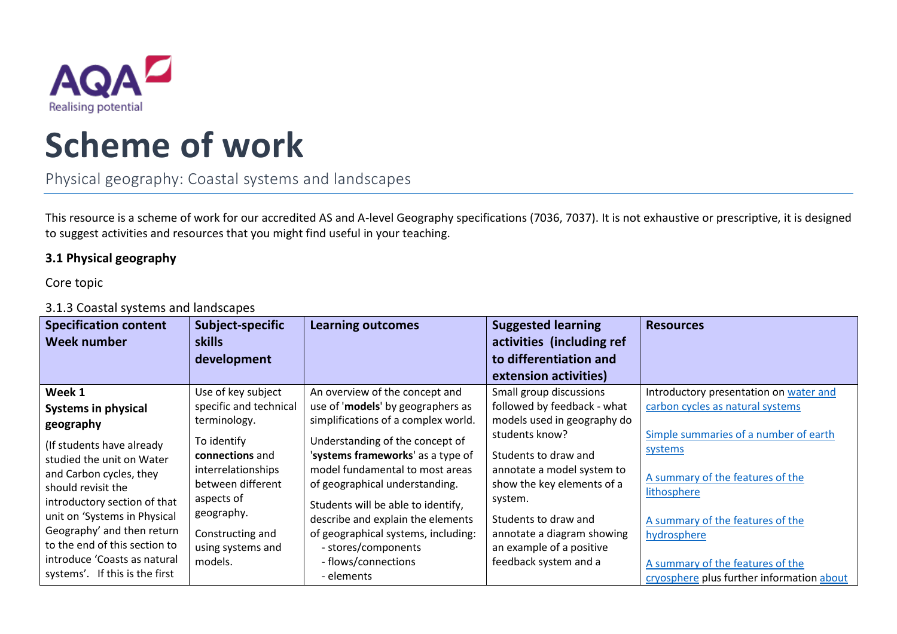# Scheme of work

Physical geography: Coastal systems and landscapes

This resource is a scheme of work for our accredited AS and A-level Geography specifications (7036, 7037). It is not exhaustive or prescriptive, it is designed to suggest activities and resources that you might find useful in your teaching.

**3.1 Physical geography**

Core topic

3.1.3 Coastal systems and landscapes

| Specification content Week number | Subject-specific skills development | Learning outcomes | Suggested learning activities (including ref to differentiation and extension activities) | Resources |
|---|---|---|---|---|
| **Week 1** **Systems in physical geography** (If students have already studied the unit on Water and Carbon cycles, they should revisit the introductory section of that unit on 'Systems in Physical Geography' and then return to the end of this section to introduce 'Coasts as natural systems'. If this is the first | Use of key subject specific and technical terminology. To identify **connections** and interrelationships between different aspects of geography. Constructing and using systems and models. | An overview of the concept and use of '**models**' by geographers as simplifications of a complex world. Understanding of the concept of '**systems frameworks**' as a type of model fundamental to most areas of geographical understanding. Students will be able to identify, describe and explain the elements of geographical systems, including: - stores/components - flows/connections - elements | Small group discussions followed by feedback - what models used in geography do students know? Students to draw and annotate a model system to show the key elements of a system. Students to draw and annotate a diagram showing an example of a positive feedback system and a | Introductory presentation on water and carbon cycles as natural systems Simple summaries of a number of earth systems A summary of the features of the lithosphere A summary of the features of the hydrosphere A summary of the features of the cryosphere plus further information about |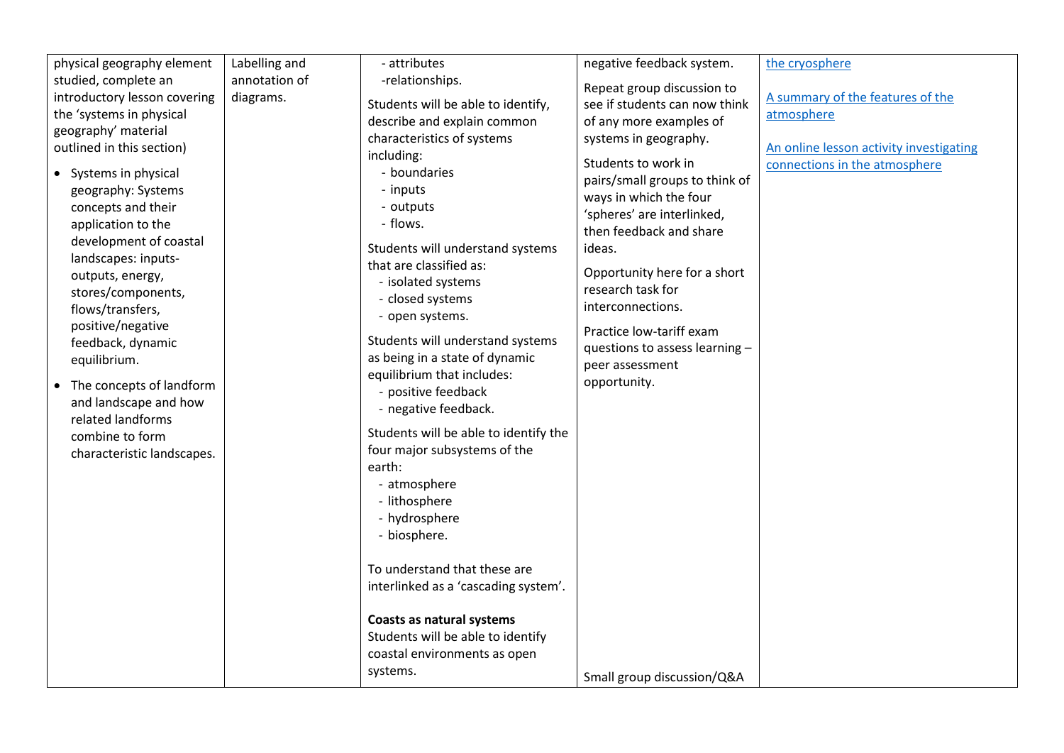| | | | | |
|---|---|---|---|---|
| physical geography element studied, complete an introductory lesson covering the 'systems in physical geography' material outlined in this section)<br><br>• Systems in physical geography: Systems concepts and their application to the development of coastal landscapes: inputs-outputs, energy, stores/components, flows/transfers, positive/negative feedback, dynamic equilibrium.<br><br>• The concepts of landform and landscape and how related landforms combine to form characteristic landscapes. | Labelling and annotation of diagrams. | - attributes<br>-relationships.<br><br>Students will be able to identify, describe and explain common characteristics of systems including:<br>- boundaries<br>- inputs<br>- outputs<br>- flows.<br><br>Students will understand systems that are classified as:<br>- isolated systems<br>- closed systems<br>- open systems.<br><br>Students will understand systems as being in a state of dynamic equilibrium that includes:<br>- positive feedback<br>- negative feedback.<br><br>Students will be able to identify the four major subsystems of the earth:<br>- atmosphere<br>- lithosphere<br>- hydrosphere<br>- biosphere.<br><br>To understand that these are interlinked as a 'cascading system'.<br><br>**Coasts as natural systems**<br>Students will be able to identify coastal environments as open systems. | negative feedback system.<br><br>Repeat group discussion to see if students can now think of any more examples of systems in geography.<br><br>Students to work in pairs/small groups to think of ways in which the four 'spheres' are interlinked, then feedback and share ideas.<br><br>Opportunity here for a short research task for interconnections.<br><br>Practice low-tariff exam questions to assess learning – peer assessment opportunity.<br><br>Small group discussion/Q&A | the cryosphere<br><br>A summary of the features of the atmosphere<br><br>An online lesson activity investigating connections in the atmosphere |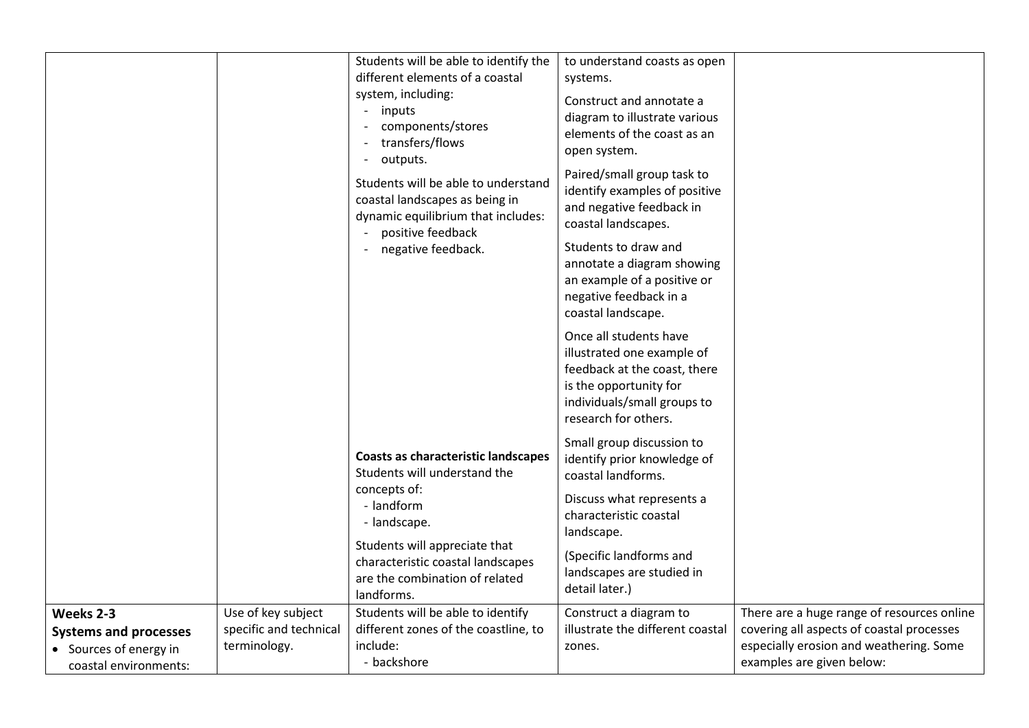| | | | | |
|---|---|---|---|---|
| | | Students will be able to identify the different elements of a coastal system, including:<br>- inputs<br>- components/stores<br>- transfers/flows<br>- outputs.<br><br>Students will be able to understand coastal landscapes as being in dynamic equilibrium that includes:<br>- positive feedback<br>- negative feedback. | to understand coasts as open systems.<br><br>Construct and annotate a diagram to illustrate various elements of the coast as an open system.<br><br>Paired/small group task to identify examples of positive and negative feedback in coastal landscapes.<br><br>Students to draw and annotate a diagram showing an example of a positive or negative feedback in a coastal landscape.<br><br>Once all students have illustrated one example of feedback at the coast, there is the opportunity for individuals/small groups to research for others. | |
| | | **Coasts as characteristic landscapes**<br>Students will understand the concepts of:<br>- landform<br>- landscape.<br><br>Students will appreciate that characteristic coastal landscapes are the combination of related landforms. | Small group discussion to identify prior knowledge of coastal landforms.<br><br>Discuss what represents a characteristic coastal landscape.<br><br>(Specific landforms and landscapes are studied in detail later.) | |
| **Weeks 2-3**<br>**Systems and processes**<br>• Sources of energy in coastal environments: | Use of key subject specific and technical terminology. | Students will be able to identify different zones of the coastline, to include:<br>- backshore | Construct a diagram to illustrate the different coastal zones. | There are a huge range of resources online covering all aspects of coastal processes especially erosion and weathering. Some examples are given below: |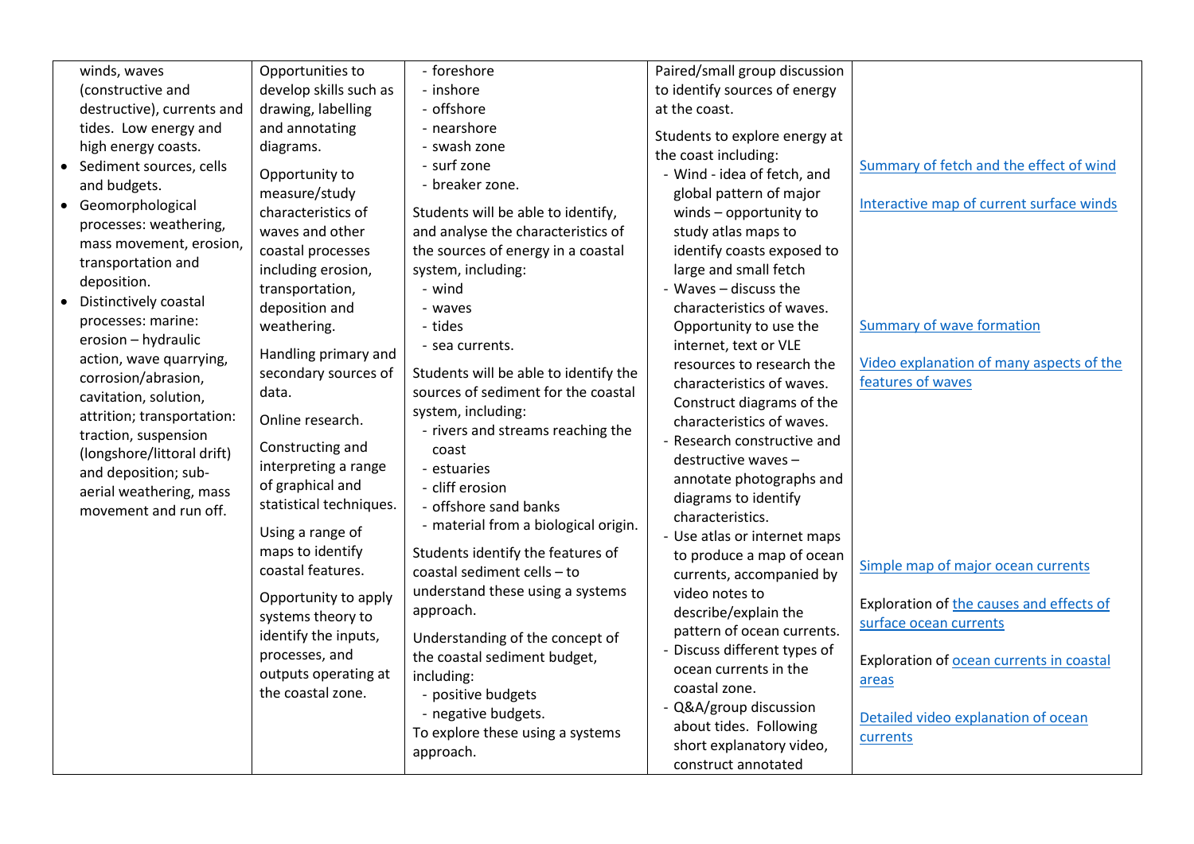| | | | | |
|---|---|---|---|---|
| winds, waves (constructive and destructive), currents and tides. Low energy and high energy coasts.<br>• Sediment sources, cells and budgets.<br>• Geomorphological processes: weathering, mass movement, erosion, transportation and deposition.<br>• Distinctively coastal processes: marine: erosion – hydraulic action, wave quarrying, corrosion/abrasion, cavitation, solution, attrition; transportation: traction, suspension (longshore/littoral drift) and deposition; sub-aerial weathering, mass movement and run off. | Opportunities to develop skills such as drawing, labelling and annotating diagrams.<br><br>Opportunity to measure/study characteristics of waves and other coastal processes including erosion, transportation, deposition and weathering.<br><br>Handling primary and secondary sources of data.<br><br>Online research.<br><br>Constructing and interpreting a range of graphical and statistical techniques.<br><br>Using a range of maps to identify coastal features.<br><br>Opportunity to apply systems theory to identify the inputs, processes, and outputs operating at the coastal zone. | - foreshore<br>- inshore<br>- offshore<br>- nearshore<br>- swash zone<br>- surf zone<br>- breaker zone.<br><br>Students will be able to identify, and analyse the characteristics of the sources of energy in a coastal system, including:<br>- wind<br>- waves<br>- tides<br>- sea currents.<br><br>Students will be able to identify the sources of sediment for the coastal system, including:<br>- rivers and streams reaching the coast<br>- estuaries<br>- cliff erosion<br>- offshore sand banks<br>- material from a biological origin.<br><br>Students identify the features of coastal sediment cells – to understand these using a systems approach.<br><br>Understanding of the concept of the coastal sediment budget, including:<br>- positive budgets<br>- negative budgets.<br>To explore these using a systems approach. | Paired/small group discussion to identify sources of energy at the coast.<br><br>Students to explore energy at the coast including:<br>- Wind - idea of fetch, and global pattern of major winds – opportunity to study atlas maps to identify coasts exposed to large and small fetch<br>- Waves – discuss the characteristics of waves. Opportunity to use the internet, text or VLE resources to research the characteristics of waves. Construct diagrams of the characteristics of waves.<br>- Research constructive and destructive waves – annotate photographs and diagrams to identify characteristics.<br>- Use atlas or internet maps to produce a map of ocean currents, accompanied by video notes to describe/explain the pattern of ocean currents.<br>- Discuss different types of ocean currents in the coastal zone.<br>- Q&A/group discussion about tides. Following short explanatory video, construct annotated | Summary of fetch and the effect of wind<br><br>Interactive map of current surface winds<br><br>Summary of wave formation<br><br>Video explanation of many aspects of the features of waves<br><br>Simple map of major ocean currents<br><br>Exploration of the causes and effects of surface ocean currents<br><br>Exploration of ocean currents in coastal areas<br><br>Detailed video explanation of ocean currents |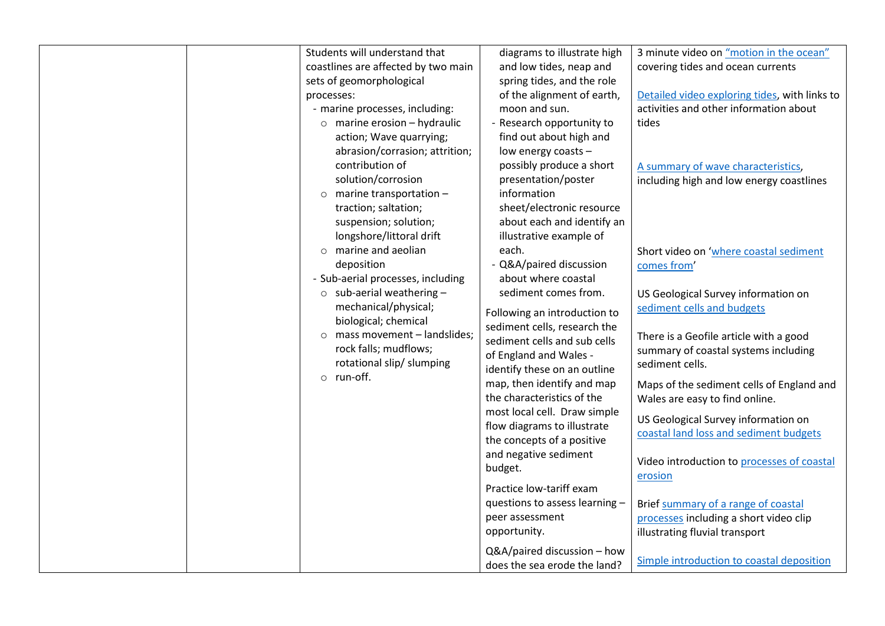| | | | | |
|---|---|---|---|---|
| | | Students will understand that coastlines are affected by two main sets of geomorphological processes:<br>- marine processes, including:<br>&nbsp;&nbsp;○ marine erosion – hydraulic action; Wave quarrying; abrasion/corrasion; attrition; contribution of solution/corrosion<br>&nbsp;&nbsp;○ marine transportation – traction; saltation; suspension; solution; longshore/littoral drift<br>&nbsp;&nbsp;○ marine and aeolian deposition<br>- Sub-aerial processes, including<br>&nbsp;&nbsp;○ sub-aerial weathering – mechanical/physical; biological; chemical<br>&nbsp;&nbsp;○ mass movement – landslides; rock falls; mudflows; rotational slip/ slumping<br>&nbsp;&nbsp;○ run-off. | diagrams to illustrate high and low tides, neap and spring tides, and the role of the alignment of earth, moon and sun.<br>- Research opportunity to find out about high and low energy coasts – possibly produce a short presentation/poster information sheet/electronic resource about each and identify an illustrative example of each.<br>- Q&A/paired discussion about where coastal sediment comes from.<br><br>Following an introduction to sediment cells, research the sediment cells and sub cells of England and Wales - identify these on an outline map, then identify and map the characteristics of the most local cell. Draw simple flow diagrams to illustrate the concepts of a positive and negative sediment budget.<br><br>Practice low-tariff exam questions to assess learning – peer assessment opportunity.<br><br>Q&A/paired discussion – how does the sea erode the land? | 3 minute video on "motion in the ocean" covering tides and ocean currents<br><br>Detailed video exploring tides, with links to activities and other information about tides<br><br>A summary of wave characteristics, including high and low energy coastlines<br><br>Short video on 'where coastal sediment comes from'<br><br>US Geological Survey information on sediment cells and budgets<br><br>There is a Geofile article with a good summary of coastal systems including sediment cells.<br><br>Maps of the sediment cells of England and Wales are easy to find online.<br><br>US Geological Survey information on coastal land loss and sediment budgets<br><br>Video introduction to processes of coastal erosion<br><br>Brief summary of a range of coastal processes including a short video clip illustrating fluvial transport<br><br>Simple introduction to coastal deposition |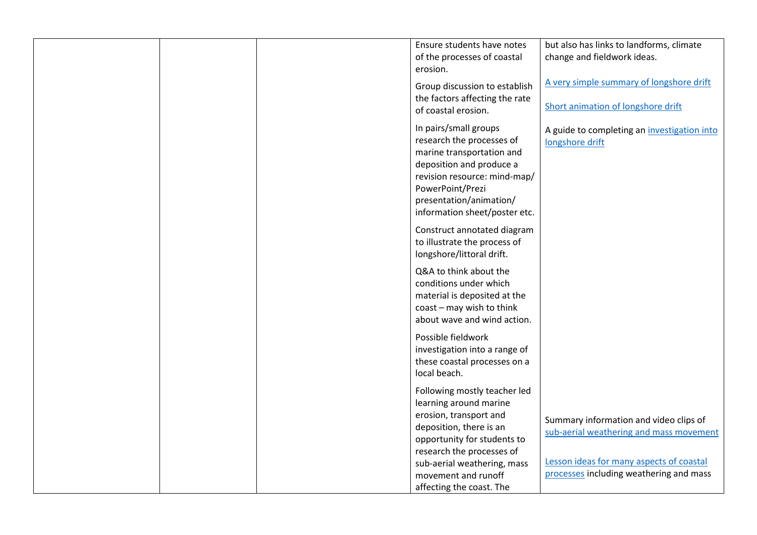|  |  |  | Ensure students have notes of the processes of coastal erosion.<br><br>Group discussion to establish the factors affecting the rate of coastal erosion.<br><br>In pairs/small groups research the processes of marine transportation and deposition and produce a revision resource: mind-map/ PowerPoint/Prezi presentation/animation/ information sheet/poster etc.<br><br>Construct annotated diagram to illustrate the process of longshore/littoral drift.<br><br>Q&A to think about the conditions under which material is deposited at the coast – may wish to think about wave and wind action.<br><br>Possible fieldwork investigation into a range of these coastal processes on a local beach.<br><br>Following mostly teacher led learning around marine erosion, transport and deposition, there is an opportunity for students to research the processes of sub-aerial weathering, mass movement and runoff affecting the coast. The | but also has links to landforms, climate change and fieldwork ideas.<br><br>A very simple summary of longshore drift<br><br>Short animation of longshore drift<br><br>A guide to completing an investigation into longshore drift<br><br>Summary information and video clips of sub-aerial weathering and mass movement<br><br>Lesson ideas for many aspects of coastal processes including weathering and mass |
|---|---|---|---|---|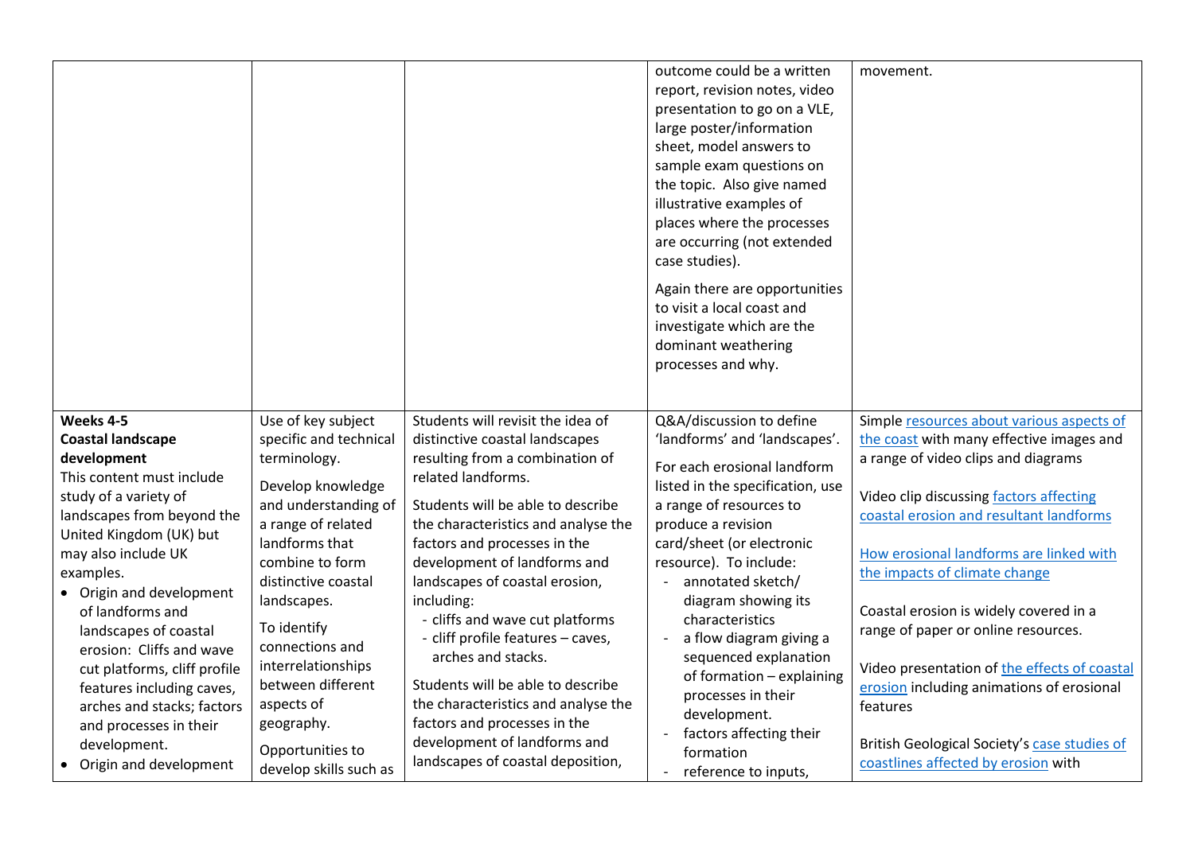| | | | | |
|---|---|---|---|---|
| | | | outcome could be a written report, revision notes, video presentation to go on a VLE, large poster/information sheet, model answers to sample exam questions on the topic. Also give named illustrative examples of places where the processes are occurring (not extended case studies).<br><br>Again there are opportunities to visit a local coast and investigate which are the dominant weathering processes and why. | movement. |
| **Weeks 4-5**<br>**Coastal landscape development**<br>This content must include study of a variety of landscapes from beyond the United Kingdom (UK) but may also include UK examples.<br>• Origin and development of landforms and landscapes of coastal erosion: Cliffs and wave cut platforms, cliff profile features including caves, arches and stacks; factors and processes in their development.<br>• Origin and development | Use of key subject specific and technical terminology.<br><br>Develop knowledge and understanding of a range of related landforms that combine to form distinctive coastal landscapes.<br><br>To identify connections and interrelationships between different aspects of geography.<br><br>Opportunities to develop skills such as | Students will revisit the idea of distinctive coastal landscapes resulting from a combination of related landforms.<br><br>Students will be able to describe the characteristics and analyse the factors and processes in the development of landforms and landscapes of coastal erosion, including:<br>- cliffs and wave cut platforms<br>- cliff profile features – caves, arches and stacks.<br><br>Students will be able to describe the characteristics and analyse the factors and processes in the development of landforms and landscapes of coastal deposition, | Q&A/discussion to define 'landforms' and 'landscapes'.<br><br>For each erosional landform listed in the specification, use a range of resources to produce a revision card/sheet (or electronic resource). To include:<br>- annotated sketch/ diagram showing its characteristics<br>- a flow diagram giving a sequenced explanation of formation – explaining processes in their development.<br>- factors affecting their formation<br>- reference to inputs, | Simple resources about various aspects of the coast with many effective images and a range of video clips and diagrams<br><br>Video clip discussing factors affecting coastal erosion and resultant landforms<br><br>How erosional landforms are linked with the impacts of climate change<br><br>Coastal erosion is widely covered in a range of paper or online resources.<br><br>Video presentation of the effects of coastal erosion including animations of erosional features<br><br>British Geological Society's case studies of coastlines affected by erosion with |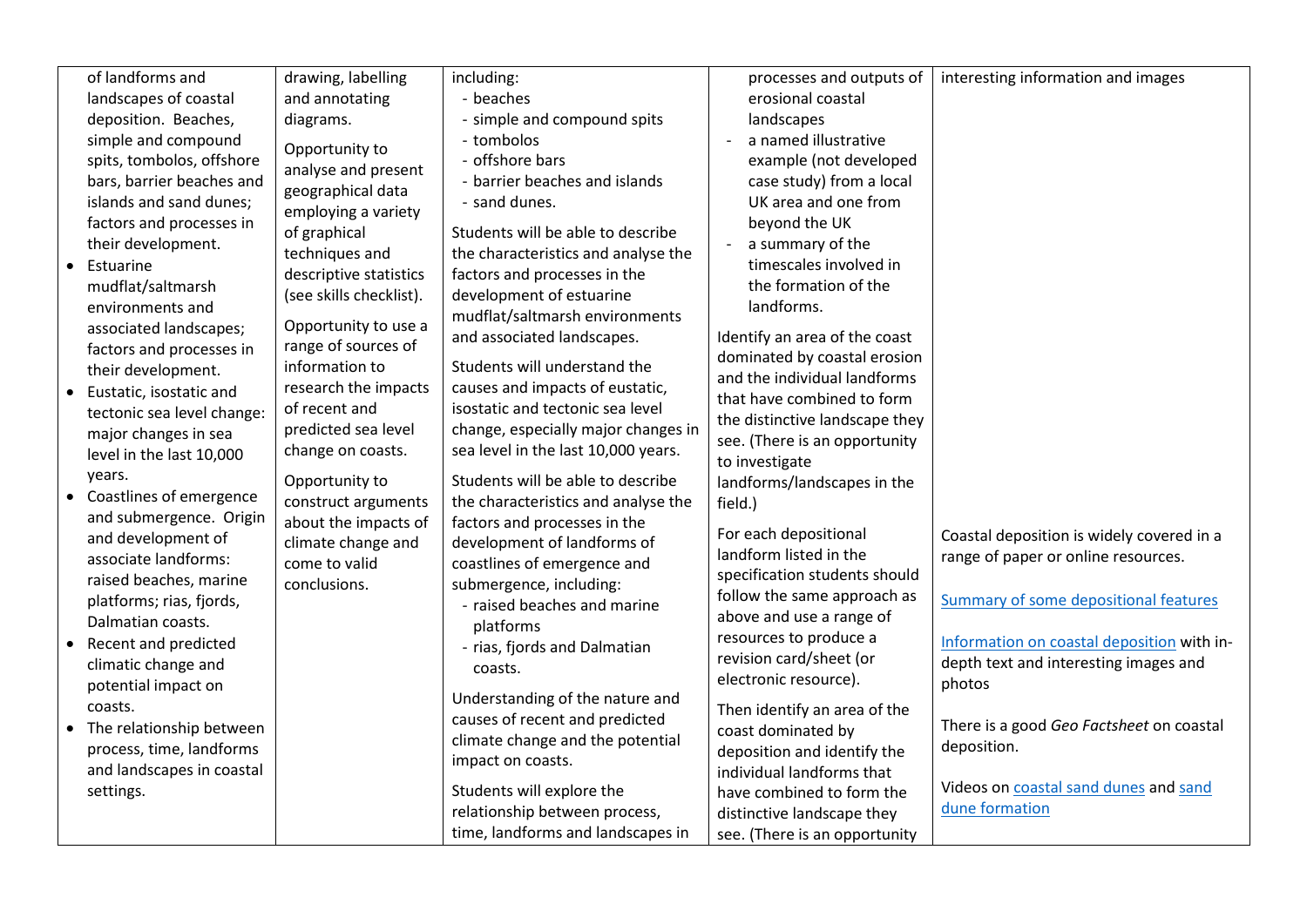| | | | | |
|---|---|---|---|---|
| of landforms and landscapes of coastal deposition. Beaches, simple and compound spits, tombolos, offshore bars, barrier beaches and islands and sand dunes; factors and processes in their development.<br>• Estuarine mudflat/saltmarsh environments and associated landscapes; factors and processes in their development.<br>• Eustatic, isostatic and tectonic sea level change: major changes in sea level in the last 10,000 years.<br>• Coastlines of emergence and submergence. Origin and development of associate landforms: raised beaches, marine platforms; rias, fjords, Dalmatian coasts.<br>• Recent and predicted climatic change and potential impact on coasts.<br>• The relationship between process, time, landforms and landscapes in coastal settings. | drawing, labelling and annotating diagrams.<br><br>Opportunity to analyse and present geographical data employing a variety of graphical techniques and descriptive statistics (see skills checklist).<br><br>Opportunity to use a range of sources of information to research the impacts of recent and predicted sea level change on coasts.<br><br>Opportunity to construct arguments about the impacts of climate change and come to valid conclusions. | including:<br>- beaches<br>- simple and compound spits<br>- tombolos<br>- offshore bars<br>- barrier beaches and islands<br>- sand dunes.<br><br>Students will be able to describe the characteristics and analyse the factors and processes in the development of estuarine mudflat/saltmarsh environments and associated landscapes.<br><br>Students will understand the causes and impacts of eustatic, isostatic and tectonic sea level change, especially major changes in sea level in the last 10,000 years.<br><br>Students will be able to describe the characteristics and analyse the factors and processes in the development of landforms of coastlines of emergence and submergence, including:<br>- raised beaches and marine platforms<br>- rias, fjords and Dalmatian coasts.<br><br>Understanding of the nature and causes of recent and predicted climate change and the potential impact on coasts.<br><br>Students will explore the relationship between process, time, landforms and landscapes in | processes and outputs of erosional coastal landscapes<br>- a named illustrative example (not developed case study) from a local UK area and one from beyond the UK<br>- a summary of the timescales involved in the formation of the landforms.<br><br>Identify an area of the coast dominated by coastal erosion and the individual landforms that have combined to form the distinctive landscape they see. (There is an opportunity to investigate landforms/landscapes in the field.)<br><br>For each depositional landform listed in the specification students should follow the same approach as above and use a range of resources to produce a revision card/sheet (or electronic resource).<br><br>Then identify an area of the coast dominated by deposition and identify the individual landforms that have combined to form the distinctive landscape they see. (There is an opportunity | interesting information and images<br><br>Coastal deposition is widely covered in a range of paper or online resources.<br><br>Summary of some depositional features<br><br>Information on coastal deposition with in-depth text and interesting images and photos<br><br>There is a good *Geo Factsheet* on coastal deposition.<br><br>Videos on coastal sand dunes and sand dune formation |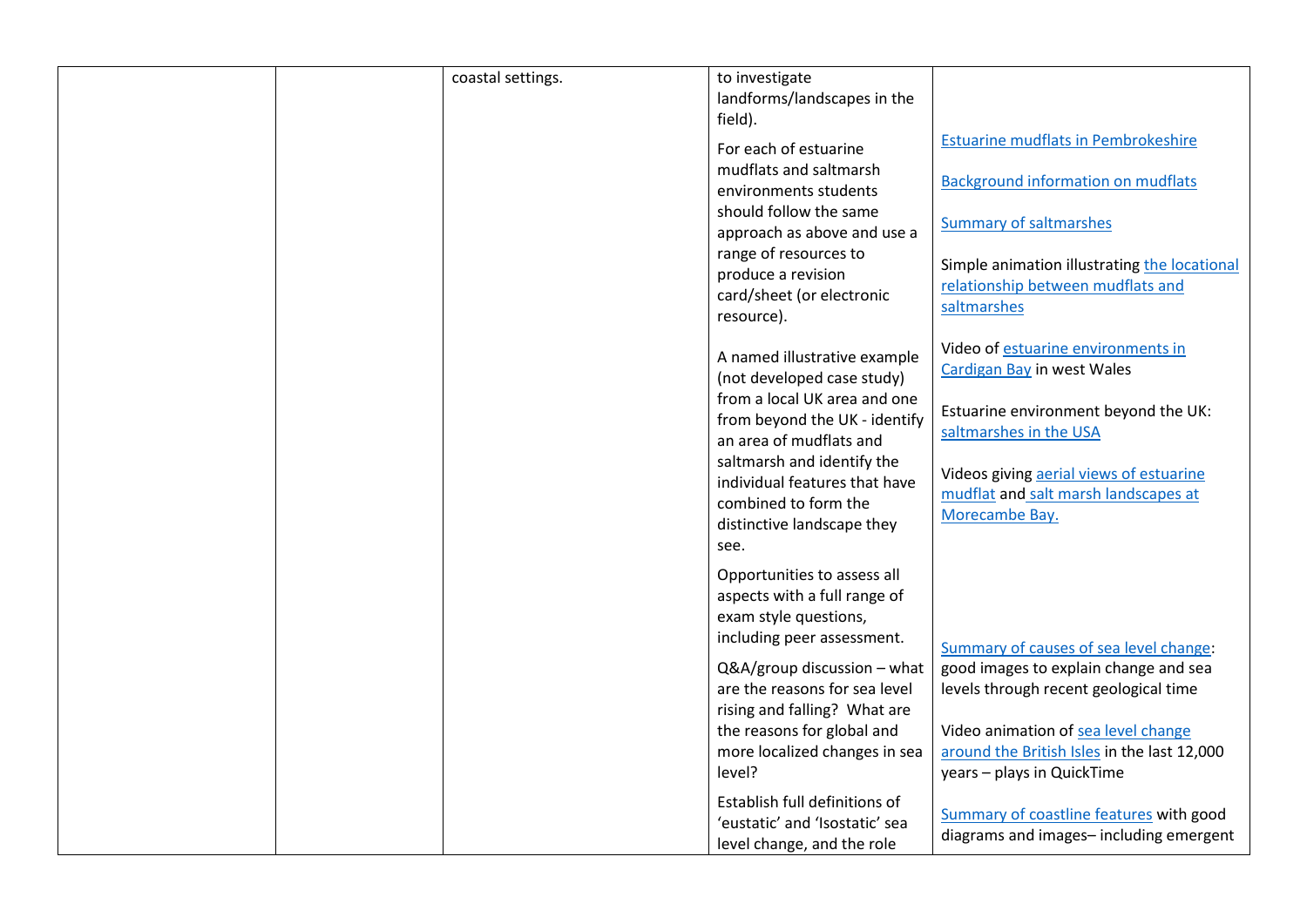| | | | | |
|---|---|---|---|---|
| | | coastal settings. | to investigate landforms/landscapes in the field).<br><br>For each of estuarine mudflats and saltmarsh environments students should follow the same approach as above and use a range of resources to produce a revision card/sheet (or electronic resource).<br><br>A named illustrative example (not developed case study) from a local UK area and one from beyond the UK - identify an area of mudflats and saltmarsh and identify the individual features that have combined to form the distinctive landscape they see.<br><br>Opportunities to assess all aspects with a full range of exam style questions, including peer assessment.<br><br>Q&A/group discussion – what are the reasons for sea level rising and falling? What are the reasons for global and more localized changes in sea level?<br><br>Establish full definitions of 'eustatic' and 'Isostatic' sea level change, and the role | Estuarine mudflats in Pembrokeshire<br><br>Background information on mudflats<br><br>Summary of saltmarshes<br><br>Simple animation illustrating the locational relationship between mudflats and saltmarshes<br><br>Video of estuarine environments in Cardigan Bay in west Wales<br><br>Estuarine environment beyond the UK: saltmarshes in the USA<br><br>Videos giving aerial views of estuarine mudflat and salt marsh landscapes at Morecambe Bay.<br><br>Summary of causes of sea level change: good images to explain change and sea levels through recent geological time<br><br>Video animation of sea level change around the British Isles in the last 12,000 years – plays in QuickTime<br><br>Summary of coastline features with good diagrams and images– including emergent |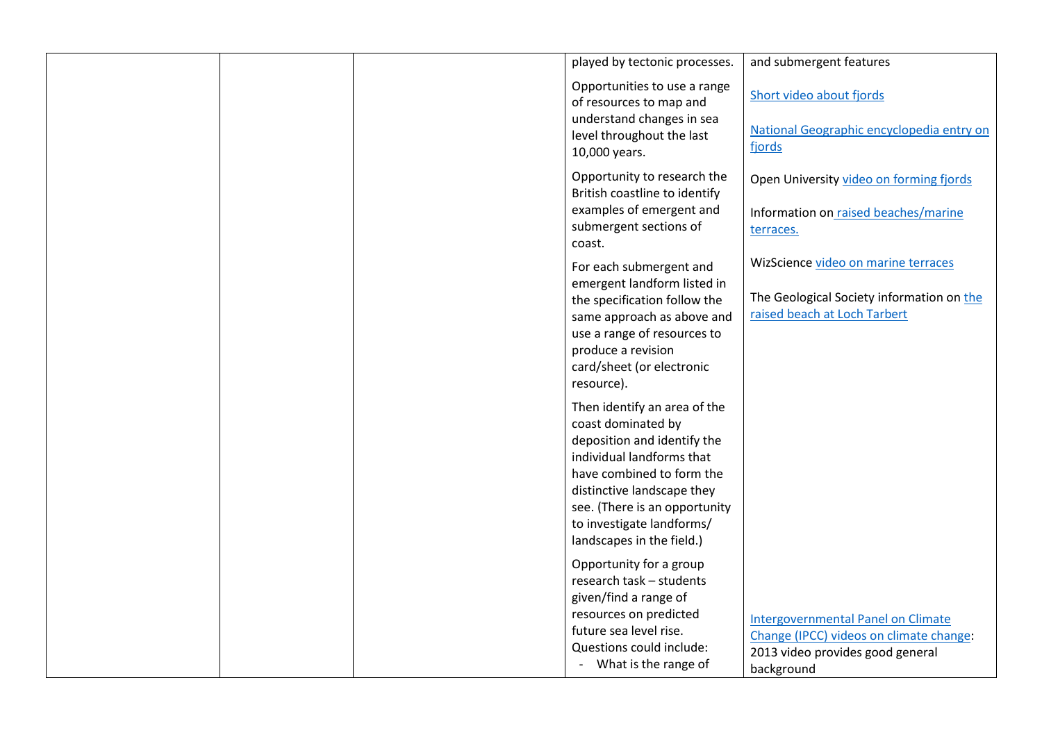|  |  |  | played by tectonic processes.<br><br>Opportunities to use a range of resources to map and understand changes in sea level throughout the last 10,000 years.<br><br>Opportunity to research the British coastline to identify examples of emergent and submergent sections of coast.<br><br>For each submergent and emergent landform listed in the specification follow the same approach as above and use a range of resources to produce a revision card/sheet (or electronic resource).<br><br>Then identify an area of the coast dominated by deposition and identify the individual landforms that have combined to form the distinctive landscape they see. (There is an opportunity to investigate landforms/ landscapes in the field.)<br><br>Opportunity for a group research task – students given/find a range of resources on predicted future sea level rise. Questions could include:<br>- What is the range of | and submergent features<br><br>Short video about fjords<br><br>National Geographic encyclopedia entry on fjords<br><br>Open University video on forming fjords<br><br>Information on raised beaches/marine terraces.<br><br>WizScience video on marine terraces<br><br>The Geological Society information on the raised beach at Loch Tarbert<br><br>Intergovernmental Panel on Climate Change (IPCC) videos on climate change: 2013 video provides good general background |
|---|---|---|---|---|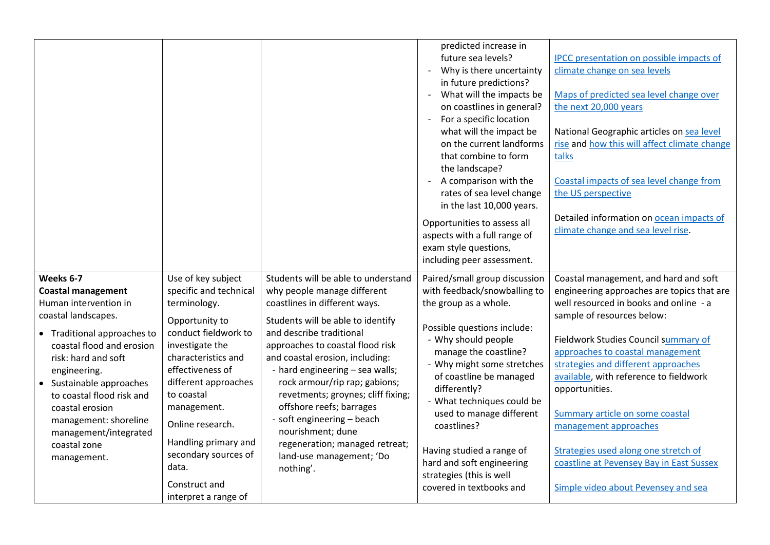| | | | | |
|---|---|---|---|---|
| | | | - predicted increase in future sea levels?<br>- Why is there uncertainty in future predictions?<br>- What will the impacts be on coastlines in general?<br>- For a specific location what will the impact be on the current landforms that combine to form the landscape?<br>- A comparison with the rates of sea level change in the last 10,000 years.<br><br>Opportunities to assess all aspects with a full range of exam style questions, including peer assessment. | IPCC presentation on possible impacts of climate change on sea levels<br><br>Maps of predicted sea level change over the next 20,000 years<br><br>National Geographic articles on sea level rise and how this will affect climate change talks<br><br>Coastal impacts of sea level change from the US perspective<br><br>Detailed information on ocean impacts of climate change and sea level rise. |
| **Weeks 6-7**<br>**Coastal management**<br>Human intervention in coastal landscapes.<br>• Traditional approaches to coastal flood and erosion risk: hard and soft engineering.<br>• Sustainable approaches to coastal flood risk and coastal erosion management: shoreline management/integrated coastal zone management. | Use of key subject specific and technical terminology.<br><br>Opportunity to conduct fieldwork to investigate the characteristics and effectiveness of different approaches to coastal management.<br><br>Online research.<br><br>Handling primary and secondary sources of data.<br><br>Construct and interpret a range of | Students will be able to understand why people manage different coastlines in different ways.<br><br>Students will be able to identify and describe traditional approaches to coastal flood risk and coastal erosion, including:<br>- hard engineering – sea walls; rock armour/rip rap; gabions; revetments; groynes; cliff fixing; offshore reefs; barrages<br>- soft engineering – beach nourishment; dune regeneration; managed retreat; land-use management; 'Do nothing'. | Paired/small group discussion with feedback/snowballing to the group as a whole.<br><br>Possible questions include:<br>- Why should people manage the coastline?<br>- Why might some stretches of coastline be managed differently?<br>- What techniques could be used to manage different coastlines?<br><br>Having studied a range of hard and soft engineering strategies (this is well covered in textbooks and | Coastal management, and hard and soft engineering approaches are topics that are well resourced in books and online - a sample of resources below:<br><br>Fieldwork Studies Council summary of approaches to coastal management strategies and different approaches available, with reference to fieldwork opportunities.<br><br>Summary article on some coastal management approaches<br><br>Strategies used along one stretch of coastline at Pevensey Bay in East Sussex<br><br>Simple video about Pevensey and sea |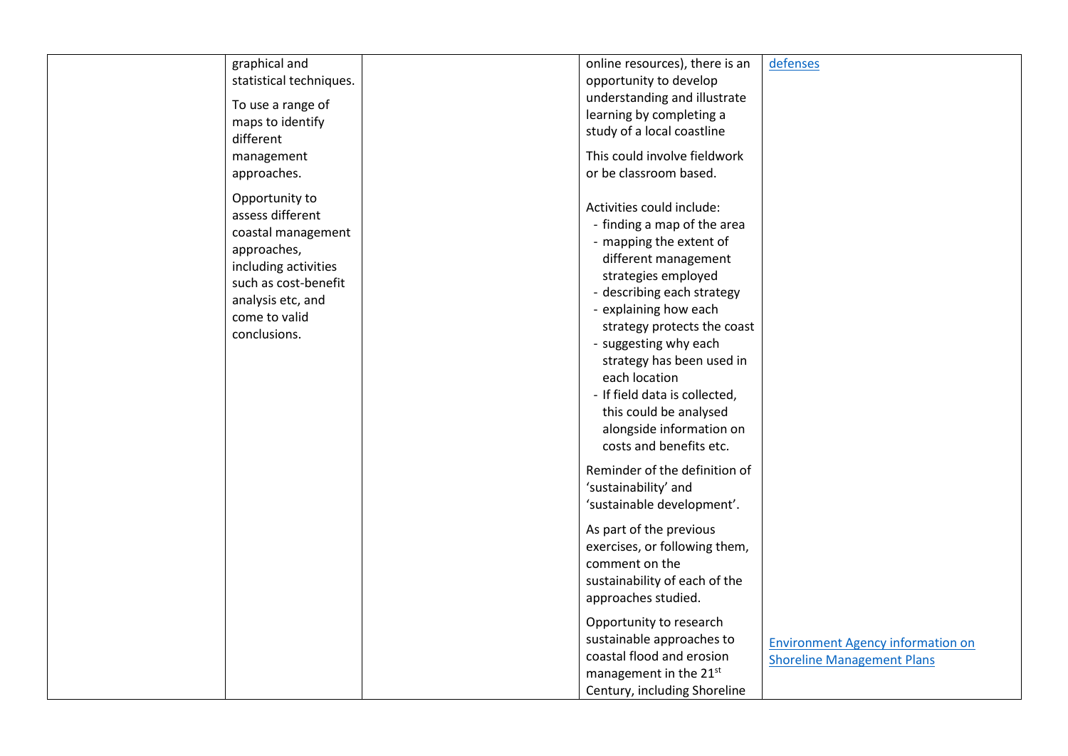|  |  |  |  |  |
|---|---|---|---|---|
|  | graphical and statistical techniques.<br><br>To use a range of maps to identify different management approaches.<br><br>Opportunity to assess different coastal management approaches, including activities such as cost-benefit analysis etc, and come to valid conclusions. |  | online resources), there is an opportunity to develop understanding and illustrate learning by completing a study of a local coastline<br><br>This could involve fieldwork or be classroom based.<br><br>Activities could include:<br>- finding a map of the area<br>- mapping the extent of different management strategies employed<br>- describing each strategy<br>- explaining how each strategy protects the coast<br>- suggesting why each strategy has been used in each location<br>- If field data is collected, this could be analysed alongside information on costs and benefits etc.<br><br>Reminder of the definition of 'sustainability' and 'sustainable development'.<br><br>As part of the previous exercises, or following them, comment on the sustainability of each of the approaches studied.<br><br>Opportunity to research sustainable approaches to coastal flood and erosion management in the 21$^{st}$ Century, including Shoreline | defenses<br><br>Environment Agency information on Shoreline Management Plans |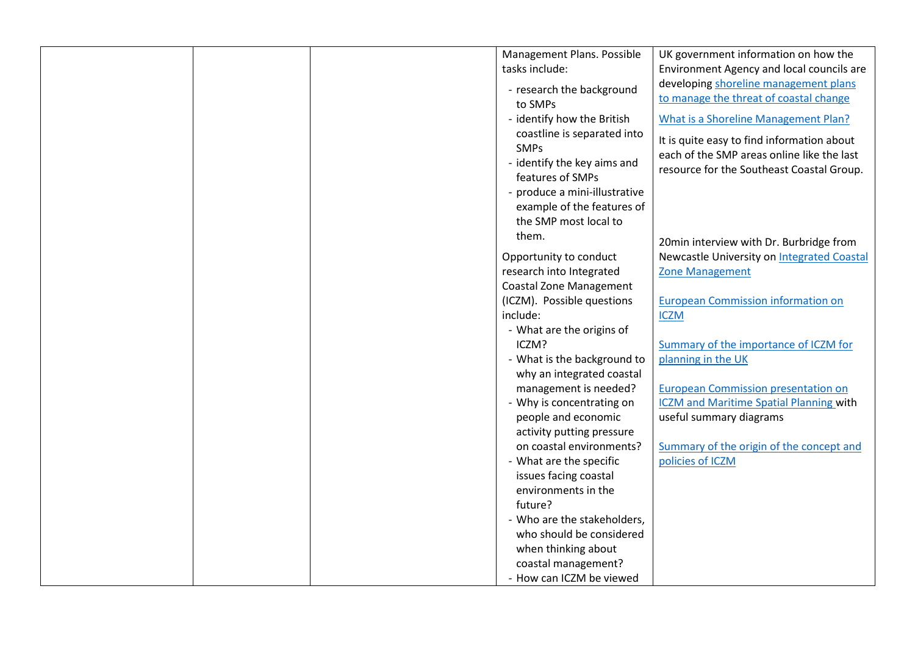|  |  |  | Management Plans. Possible tasks include:<br>- research the background to SMPs<br>- identify how the British coastline is separated into SMPs<br>- identify the key aims and features of SMPs<br>- produce a mini-illustrative example of the features of the SMP most local to them.<br><br>Opportunity to conduct research into Integrated Coastal Zone Management (ICZM). Possible questions include:<br>- What are the origins of ICZM?<br>- What is the background to why an integrated coastal management is needed?<br>- Why is concentrating on people and economic activity putting pressure on coastal environments?<br>- What are the specific issues facing coastal environments in the future?<br>- Who are the stakeholders, who should be considered when thinking about coastal management?<br>- How can ICZM be viewed | UK government information on how the Environment Agency and local councils are developing shoreline management plans to manage the threat of coastal change<br><br>What is a Shoreline Management Plan?<br><br>It is quite easy to find information about each of the SMP areas online like the last resource for the Southeast Coastal Group.<br><br>20min interview with Dr. Burbridge from Newcastle University on Integrated Coastal Zone Management<br><br>European Commission information on ICZM<br><br>Summary of the importance of ICZM for planning in the UK<br><br>European Commission presentation on ICZM and Maritime Spatial Planning with useful summary diagrams<br><br>Summary of the origin of the concept and policies of ICZM |
|---|---|---|---|---|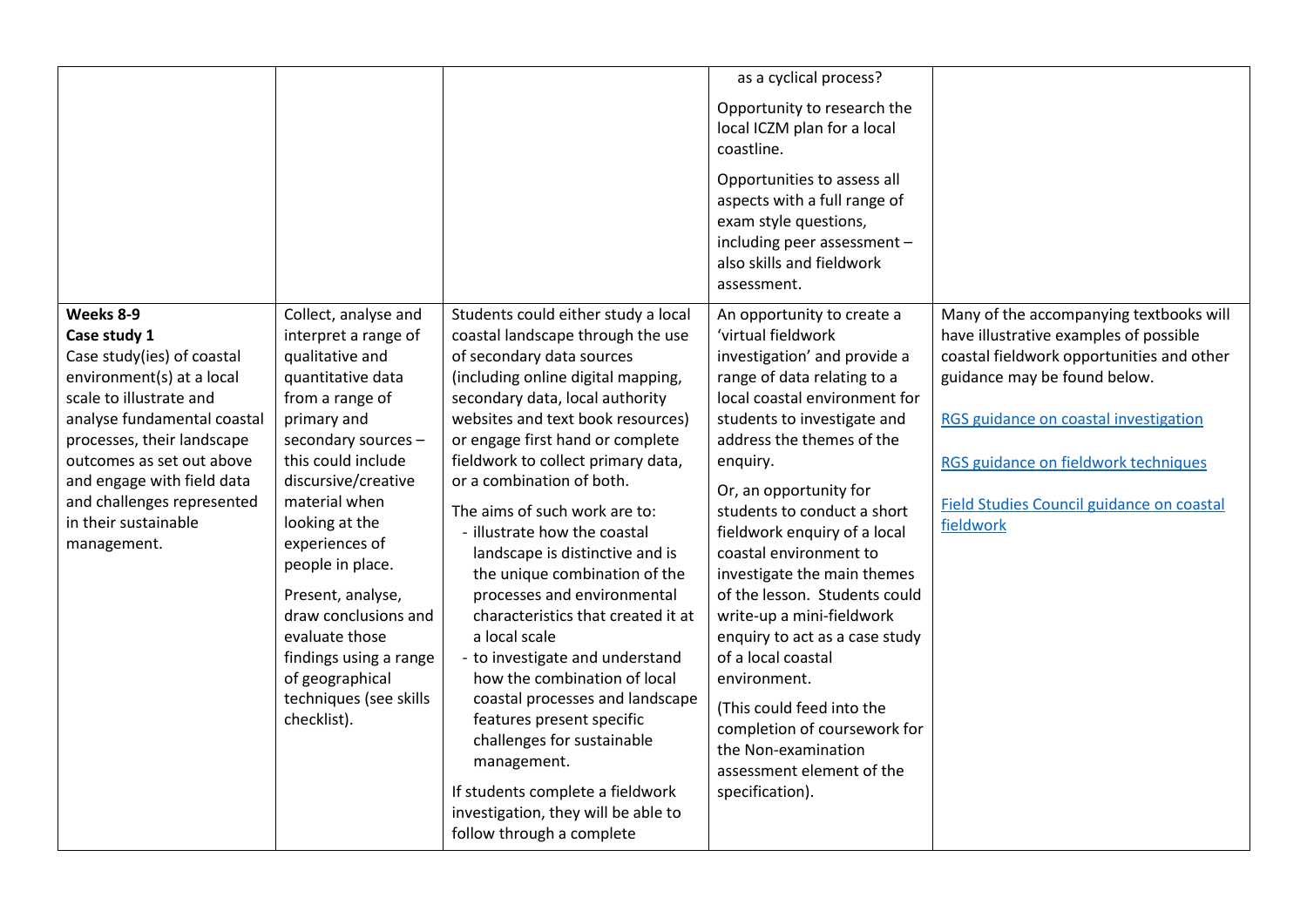| | | | | |
|---|---|---|---|---|
| | | | as a cyclical process?<br><br>Opportunity to research the local ICZM plan for a local coastline.<br><br>Opportunities to assess all aspects with a full range of exam style questions, including peer assessment – also skills and fieldwork assessment. | |
| **Weeks 8-9**<br>**Case study 1**<br>Case study(ies) of coastal environment(s) at a local scale to illustrate and analyse fundamental coastal processes, their landscape outcomes as set out above and engage with field data and challenges represented in their sustainable management. | Collect, analyse and interpret a range of qualitative and quantitative data from a range of primary and secondary sources – this could include discursive/creative material when looking at the experiences of people in place.<br><br>Present, analyse, draw conclusions and evaluate those findings using a range of geographical techniques (see skills checklist). | Students could either study a local coastal landscape through the use of secondary data sources (including online digital mapping, secondary data, local authority websites and text book resources) or engage first hand or complete fieldwork to collect primary data, or a combination of both.<br><br>The aims of such work are to:<br>- illustrate how the coastal landscape is distinctive and is the unique combination of the processes and environmental characteristics that created it at a local scale<br>- to investigate and understand how the combination of local coastal processes and landscape features present specific challenges for sustainable management.<br><br>If students complete a fieldwork investigation, they will be able to follow through a complete | An opportunity to create a 'virtual fieldwork investigation' and provide a range of data relating to a local coastal environment for students to investigate and address the themes of the enquiry.<br><br>Or, an opportunity for students to conduct a short fieldwork enquiry of a local coastal environment to investigate the main themes of the lesson. Students could write-up a mini-fieldwork enquiry to act as a case study of a local coastal environment.<br><br>(This could feed into the completion of coursework for the Non-examination assessment element of the specification). | Many of the accompanying textbooks will have illustrative examples of possible coastal fieldwork opportunities and other guidance may be found below.<br><br>RGS guidance on coastal investigation<br><br>RGS guidance on fieldwork techniques<br><br>Field Studies Council guidance on coastal fieldwork |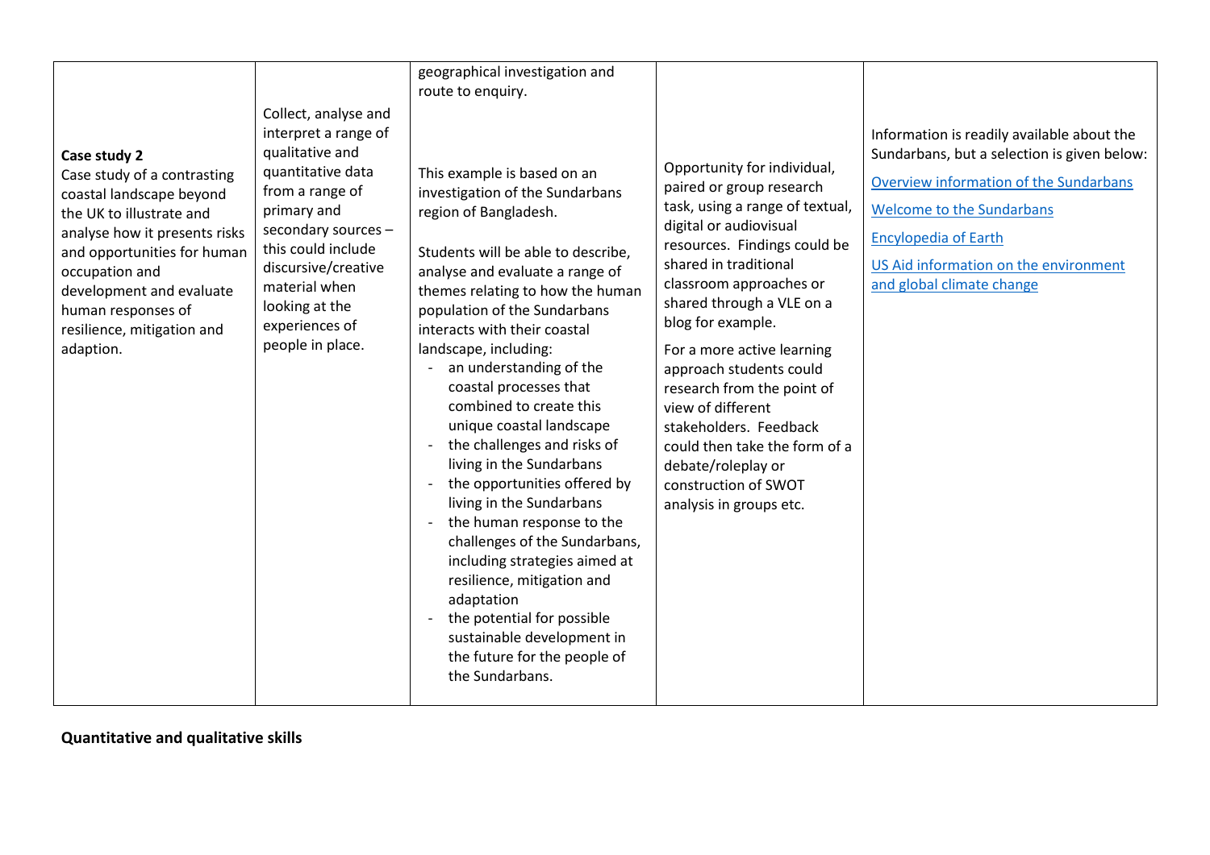| | | | | |
|---|---|---|---|---|
| | | geographical investigation and route to enquiry. | | |
| **Case study 2**<br>Case study of a contrasting coastal landscape beyond the UK to illustrate and analyse how it presents risks and opportunities for human occupation and development and evaluate human responses of resilience, mitigation and adaption. | Collect, analyse and interpret a range of qualitative and quantitative data from a range of primary and secondary sources – this could include discursive/creative material when looking at the experiences of people in place. | This example is based on an investigation of the Sundarbans region of Bangladesh.<br><br>Students will be able to describe, analyse and evaluate a range of themes relating to how the human population of the Sundarbans interacts with their coastal landscape, including:<br>- an understanding of the coastal processes that combined to create this unique coastal landscape<br>- the challenges and risks of living in the Sundarbans<br>- the opportunities offered by living in the Sundarbans<br>- the human response to the challenges of the Sundarbans, including strategies aimed at resilience, mitigation and adaptation<br>- the potential for possible sustainable development in the future for the people of the Sundarbans. | Opportunity for individual, paired or group research task, using a range of textual, digital or audiovisual resources. Findings could be shared in traditional classroom approaches or shared through a VLE on a blog for example.<br><br>For a more active learning approach students could research from the point of view of different stakeholders. Feedback could then take the form of a debate/roleplay or construction of SWOT analysis in groups etc. | Information is readily available about the Sundarbans, but a selection is given below:<br><br>Overview information of the Sundarbans<br><br>Welcome to the Sundarbans<br><br>Encylopedia of Earth<br><br>US Aid information on the environment and global climate change |

**Quantitative and qualitative skills**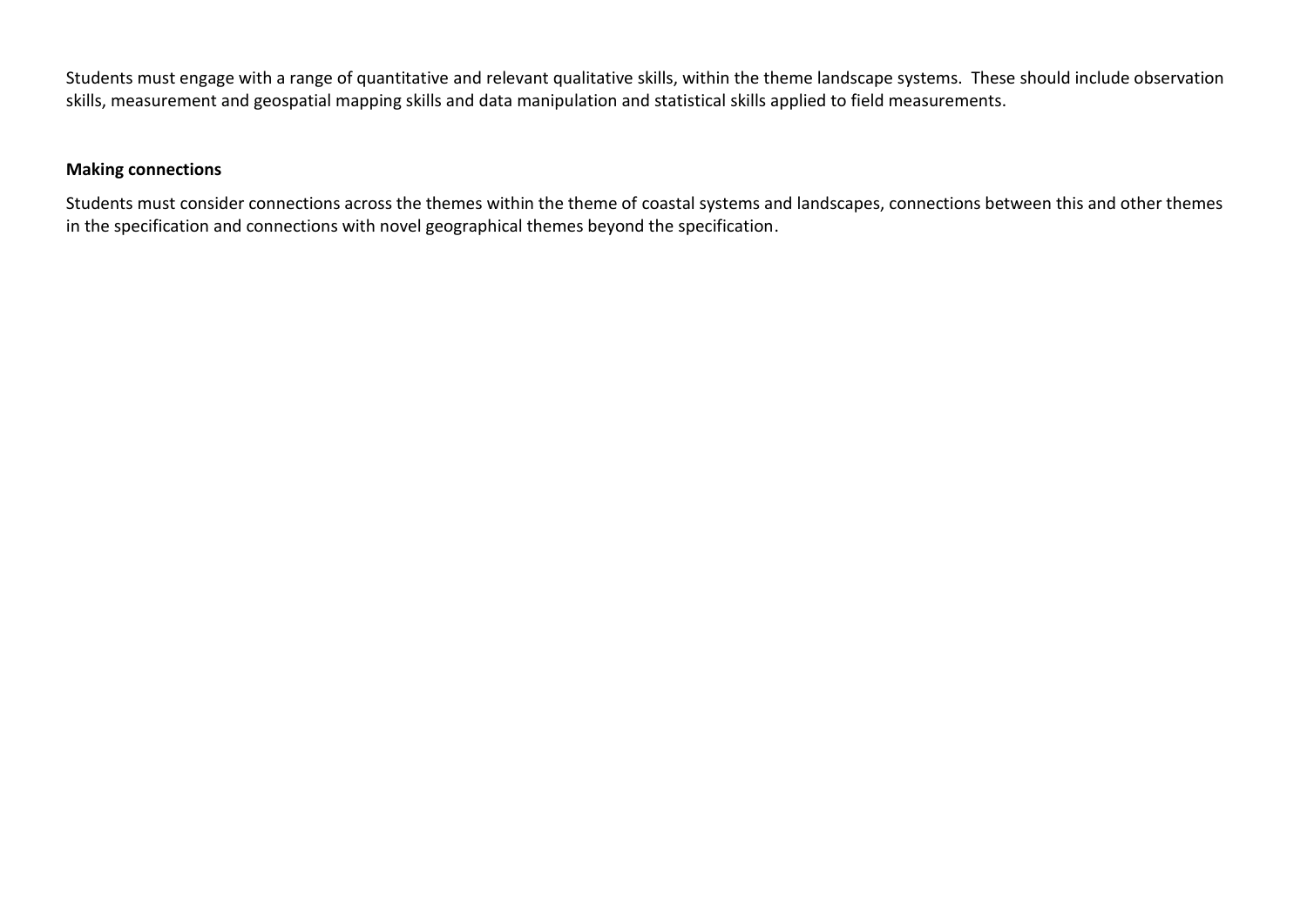Students must engage with a range of quantitative and relevant qualitative skills, within the theme landscape systems. These should include observation skills, measurement and geospatial mapping skills and data manipulation and statistical skills applied to field measurements.

**Making connections**

Students must consider connections across the themes within the theme of coastal systems and landscapes, connections between this and other themes in the specification and connections with novel geographical themes beyond the specification.